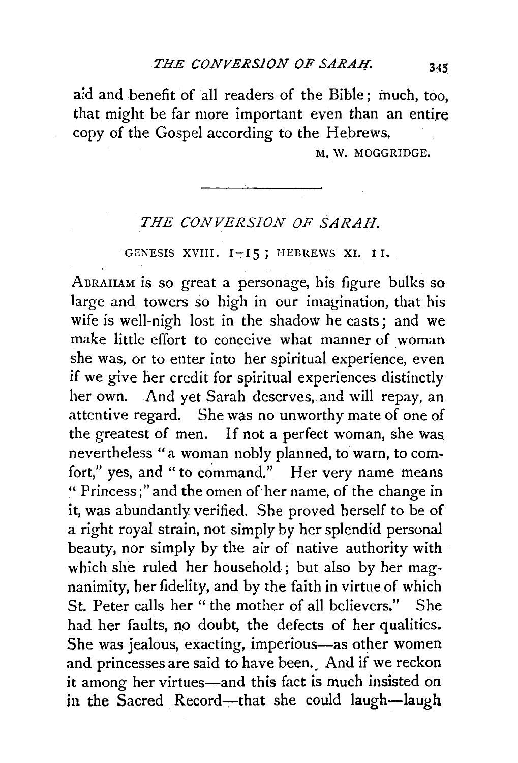aid and benefit of all readers of the Bible; much, too, that might be far more important even than an entire copy of the Gospel according to the Hebrews.

M. W. MOGGRIDGE.

---

## *THE CONVERSION OF SARAH.*

GENESIS XVIII. 1–15; HEBREWS XI. 11.

ABRAHAM is so great a personage, his figure bulks so large and towers so high in our imagination, that his wife is well-nigh lost in the shadow he casts; and we make little effort to conceive what manner of woman she was, or to enter into her spiritual experience, even if we give her credit for spiritual experiences distinctly her own. And yet Sarah deserves, and will repay, an attentive regard. She was no unworthy mate of one of the greatest of men. If not a perfect woman, she was nevertheless "a woman nobly planned, to warn, to comfort," yes, and "to command." Her very name means "Princess;" and the omen of her name, of the change in it, was abundantly verified. She proved herself to be of a right royal strain, not simply by her splendid personal beauty, nor simply by the air of native authority with which she ruled her household; but also by her magnanimity, her fidelity, and by the faith in virtue of which St. Peter calls her "the mother of all believers." She had her faults, no doubt, the defects of her qualities. She was jealous, exacting, imperious—as other women and princesses are said to have been. And if we reckon it among her virtues—and this fact is much insisted on in the Sacred Record—that she could laugh—laugh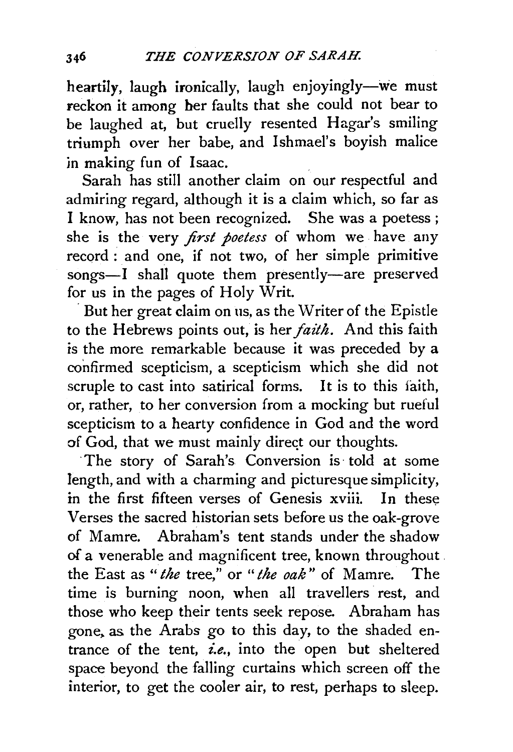heartily, laugh ironically, laugh enjoyingly—we must reckon it among her faults that she could not bear to be laughed at, but cruelly resented Hagar's smiling triumph over her babe, and Ishmael's boyish malice in making fun of Isaac.

Sarah has still another claim on our respectful and admiring regard, although it is a claim which, so far as I know, has not been recognized. She was a poetess; she is the very *first poetess* of whom we have any record: and one, if not two, of her simple primitive songs—I shall quote them presently—are preserved for us in the pages of Holy Writ.

But her great claim on us, as the Writer of the Epistle to the Hebrews points out, is her *faith*. And this faith is the more remarkable because it was preceded by a confirmed scepticism, a scepticism which she did not scruple to cast into satirical forms. It is to this faith, or, rather, to her conversion from a mocking but rueful scepticism to a hearty confidence in God and the word of God, that we must mainly direct our thoughts.

The story of Sarah's Conversion is told at some length, and with a charming and picturesque simplicity, in the first fifteen verses of Genesis xviii. In these Verses the sacred historian sets before us the oak-grove of Mamre. Abraham's tent stands under the shadow of a venerable and magnificent tree, known throughout the East as "*the* tree," or "*the oak*" of Mamre. The time is burning noon, when all travellers rest, and those who keep their tents seek repose. Abraham has gone, as the Arabs go to this day, to the shaded entrance of the tent, *i.e.*, into the open but sheltered space beyond the falling curtains which screen off the interior, to get the cooler air, to rest, perhaps to sleep.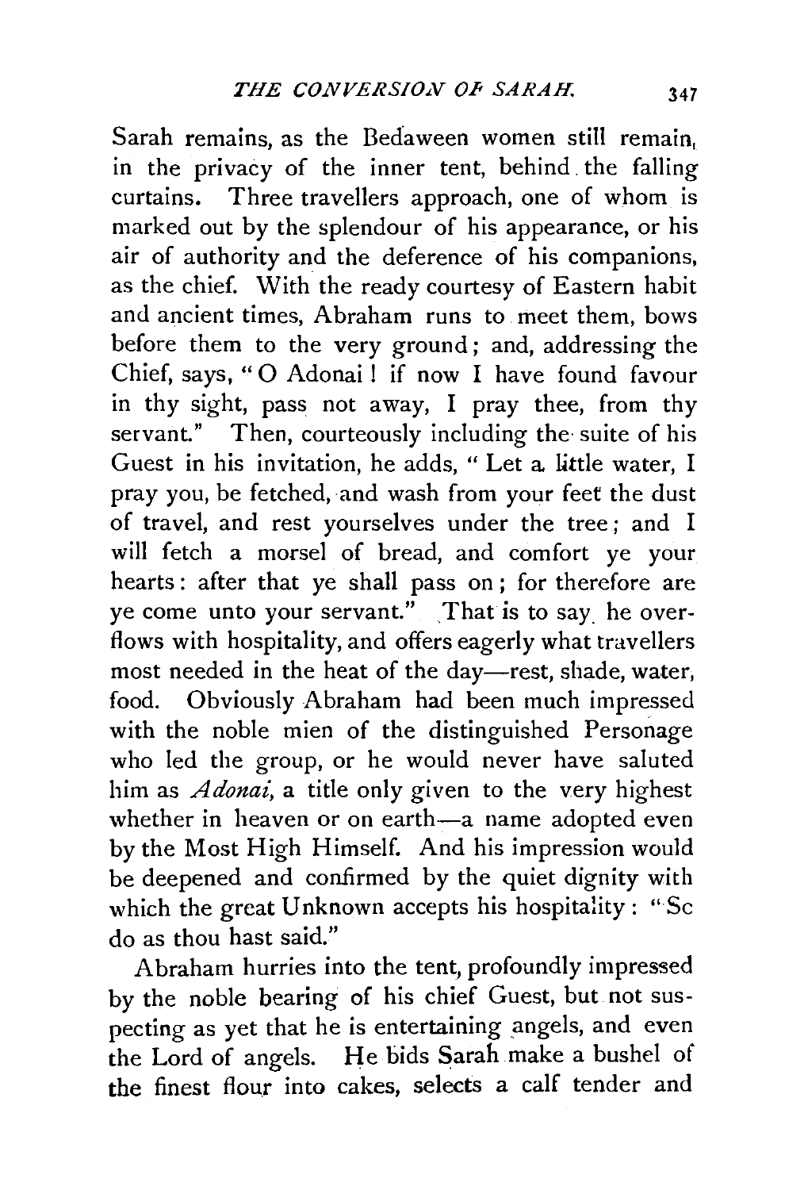Sarah remains, as the Bedaween women still remain, in the privacy of the inner tent, behind the falling curtains. Three travellers approach, one of whom is marked out by the splendour of his appearance, or his air of authority and the deference of his companions, as the chief. With the ready courtesy of Eastern habit and ancient times, Abraham runs to meet them, bows before them to the very ground; and, addressing the Chief, says, "O Adonai! if now I have found favour in thy sight, pass not away, I pray thee, from thy servant." Then, courteously including the suite of his Guest in his invitation, he adds, "Let a little water, I pray you, be fetched, and wash from your feet the dust of travel, and rest yourselves under the tree; and I will fetch a morsel of bread, and comfort ye your hearts: after that ye shall pass on; for therefore are ye come unto your servant." That is to say he overflows with hospitality, and offers eagerly what travellers most needed in the heat of the day—rest, shade, water, food. Obviously Abraham had been much impressed with the noble mien of the distinguished Personage who led the group, or he would never have saluted him as *Adonai*, a title only given to the very highest whether in heaven or on earth—a name adopted even by the Most High Himself. And his impression would be deepened and confirmed by the quiet dignity with which the great Unknown accepts his hospitality: "Sc do as thou hast said."

Abraham hurries into the tent, profoundly impressed by the noble bearing of his chief Guest, but not suspecting as yet that he is entertaining angels, and even the Lord of angels. He bids Sarah make a bushel of the finest flour into cakes, selects a calf tender and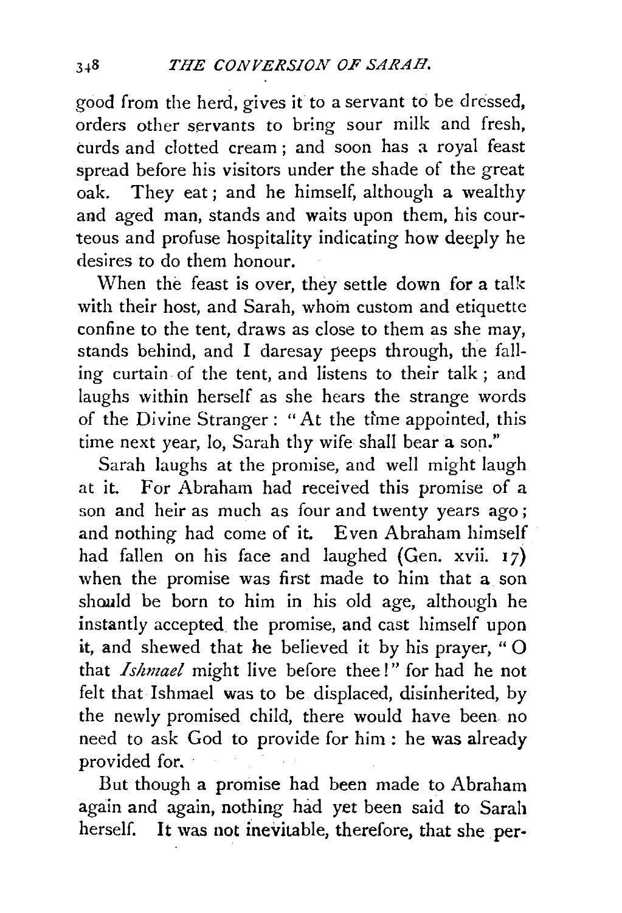good from the herd, gives it to a servant to be dressed, orders other servants to bring sour milk and fresh, curds and clotted cream; and soon has a royal feast spread before his visitors under the shade of the great oak. They eat; and he himself, although a wealthy and aged man, stands and waits upon them, his courteous and profuse hospitality indicating how deeply he desires to do them honour.

When the feast is over, they settle down for a talk with their host, and Sarah, whom custom and etiquette confine to the tent, draws as close to them as she may, stands behind, and I daresay peeps through, the falling curtain of the tent, and listens to their talk; and laughs within herself as she hears the strange words of the Divine Stranger: "At the time appointed, this time next year, lo, Sarah thy wife shall bear a son."

Sarah laughs at the promise, and well might laugh at it. For Abraham had received this promise of a son and heir as much as four and twenty years ago; and nothing had come of it. Even Abraham himself had fallen on his face and laughed (Gen. xvii. 17) when the promise was first made to him that a son should be born to him in his old age, although he instantly accepted the promise, and cast himself upon it, and shewed that he believed it by his prayer, "O that *Ishmael* might live before thee!" for had he not felt that Ishmael was to be displaced, disinherited, by the newly promised child, there would have been no need to ask God to provide for him: he was already provided for.

But though a promise had been made to Abraham again and again, nothing had yet been said to Sarah herself. It was not inevitable, therefore, that she per-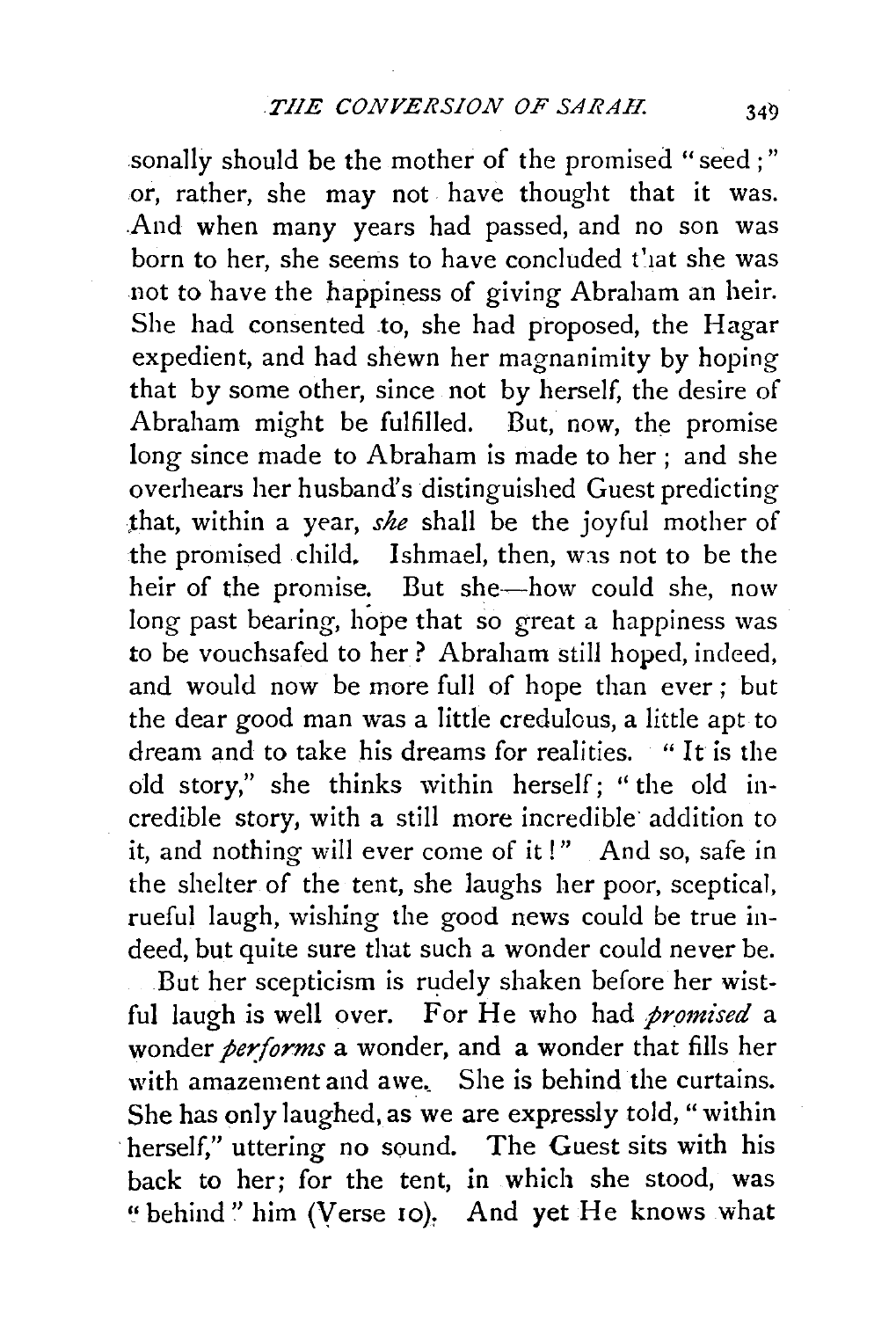sonally should be the mother of the promised "seed;" or, rather, she may not have thought that it was. And when many years had passed, and no son was born to her, she seems to have concluded that she was not to have the happiness of giving Abraham an heir. She had consented to, she had proposed, the Hagar expedient, and had shewn her magnanimity by hoping that by some other, since not by herself, the desire of Abraham might be fulfilled. But, now, the promise long since made to Abraham is made to her; and she overhears her husband's distinguished Guest predicting that, within a year, *she* shall be the joyful mother of the promised child. Ishmael, then, was not to be the heir of the promise. But she—how could she, now long past bearing, hope that so great a happiness was to be vouchsafed to her? Abraham still hoped, indeed, and would now be more full of hope than ever; but the dear good man was a little credulous, a little apt to dream and to take his dreams for realities. "It is the old story," she thinks within herself; "the old incredible story, with a still more incredible addition to it, and nothing will ever come of it!" And so, safe in the shelter of the tent, she laughs her poor, sceptical, rueful laugh, wishing the good news could be true indeed, but quite sure that such a wonder could never be.

But her scepticism is rudely shaken before her wistful laugh is well over. For He who had *promised* a wonder *performs* a wonder, and a wonder that fills her with amazement and awe. She is behind the curtains. She has only laughed, as we are expressly told, "within herself," uttering no sound. The Guest sits with his back to her; for the tent, in which she stood, was "behind" him (Verse 10). And yet He knows what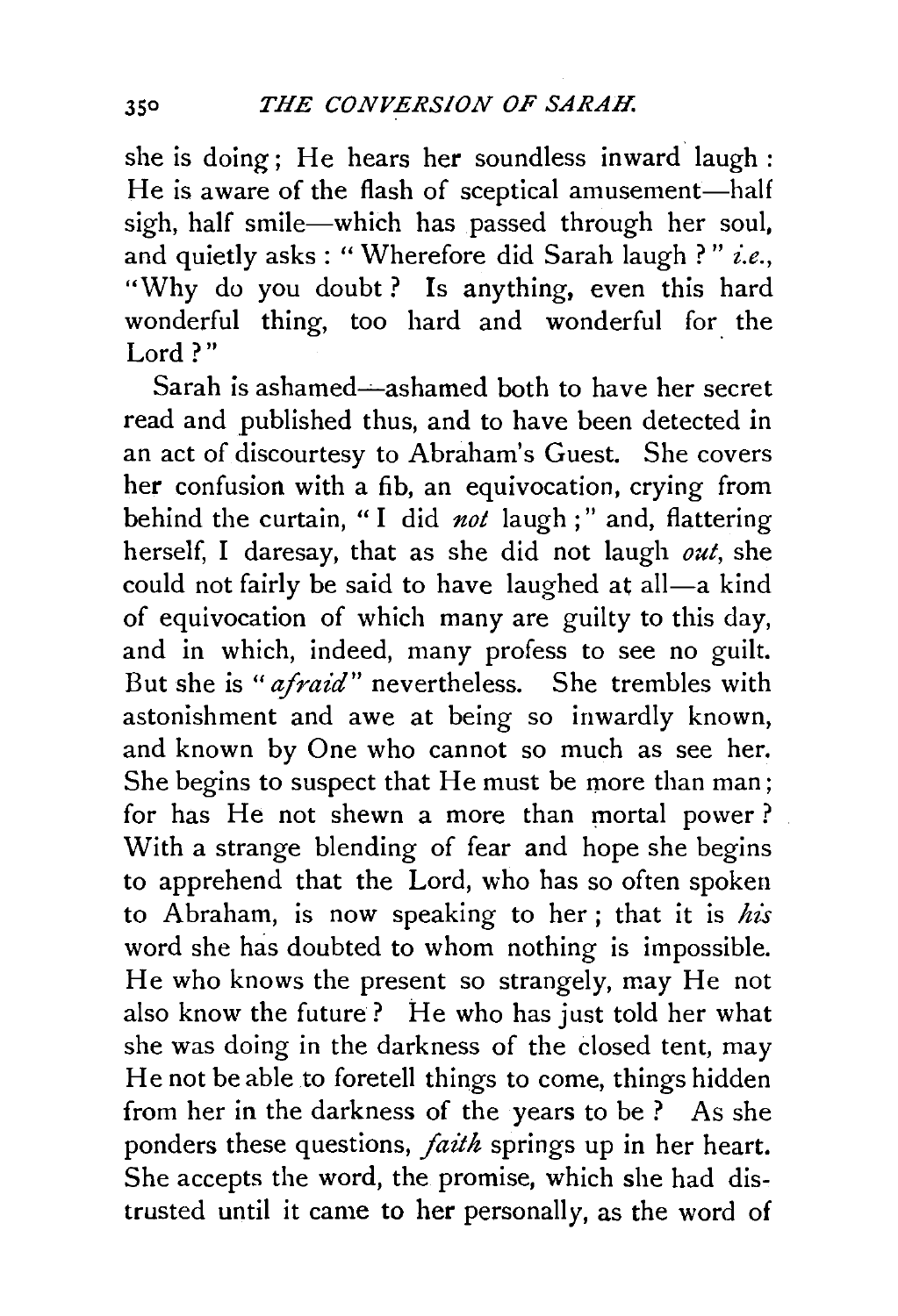she is doing; He hears her soundless inward laugh: He is aware of the flash of sceptical amusement—half sigh, half smile—which has passed through her soul, and quietly asks: "Wherefore did Sarah laugh?" *i.e.*, "Why do you doubt? Is anything, even this hard wonderful thing, too hard and wonderful for the Lord?"

Sarah is ashamed—ashamed both to have her secret read and published thus, and to have been detected in an act of discourtesy to Abraham's Guest. She covers her confusion with a fib, an equivocation, crying from behind the curtain, "I did *not* laugh;" and, flattering herself, I daresay, that as she did not laugh *out*, she could not fairly be said to have laughed at all—a kind of equivocation of which many are guilty to this day, and in which, indeed, many profess to see no guilt. But she is "*afraid*" nevertheless. She trembles with astonishment and awe at being so inwardly known, and known by One who cannot so much as see her. She begins to suspect that He must be more than man; for has He not shewn a more than mortal power? With a strange blending of fear and hope she begins to apprehend that the Lord, who has so often spoken to Abraham, is now speaking to her; that it is *his* word she has doubted to whom nothing is impossible. He who knows the present so strangely, may He not also know the future? He who has just told her what she was doing in the darkness of the closed tent, may He not be able to foretell things to come, things hidden from her in the darkness of the years to be? As she ponders these questions, *faith* springs up in her heart. She accepts the word, the promise, which she had distrusted until it came to her personally, as the word of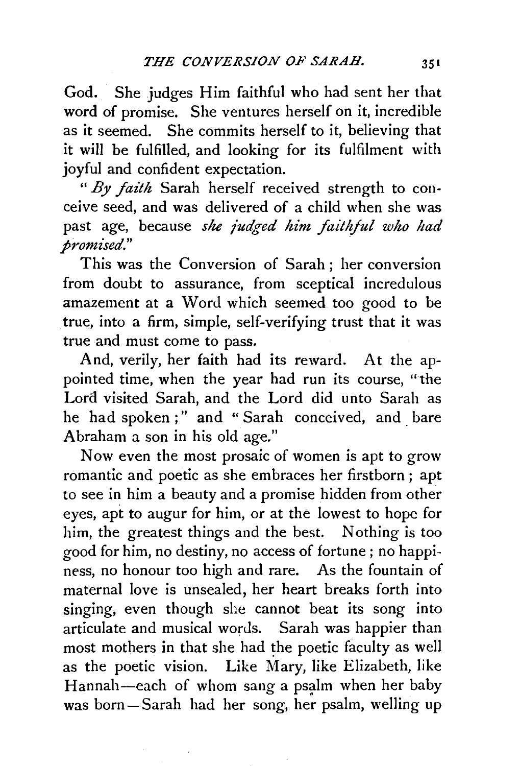God. She judges Him faithful who had sent her that word of promise. She ventures herself on it, incredible as it seemed. She commits herself to it, believing that it will be fulfilled, and looking for its fulfilment with joyful and confident expectation.

"*By faith* Sarah herself received strength to conceive seed, and was delivered of a child when she was past age, because *she judged him faithful who had promised.*"

This was the Conversion of Sarah; her conversion from doubt to assurance, from sceptical incredulous amazement at a Word which seemed too good to be true, into a firm, simple, self-verifying trust that it was true and must come to pass.

And, verily, her faith had its reward. At the appointed time, when the year had run its course, "the Lord visited Sarah, and the Lord did unto Sarah as he had spoken;" and "Sarah conceived, and bare Abraham a son in his old age."

Now even the most prosaic of women is apt to grow romantic and poetic as she embraces her firstborn; apt to see in him a beauty and a promise hidden from other eyes, apt to augur for him, or at the lowest to hope for him, the greatest things and the best. Nothing is too good for him, no destiny, no access of fortune; no happiness, no honour too high and rare. As the fountain of maternal love is unsealed, her heart breaks forth into singing, even though she cannot beat its song into articulate and musical words. Sarah was happier than most mothers in that she had the poetic faculty as well as the poetic vision. Like Mary, like Elizabeth, like Hannah—each of whom sang a psalm when her baby was born—Sarah had her song, her psalm, welling up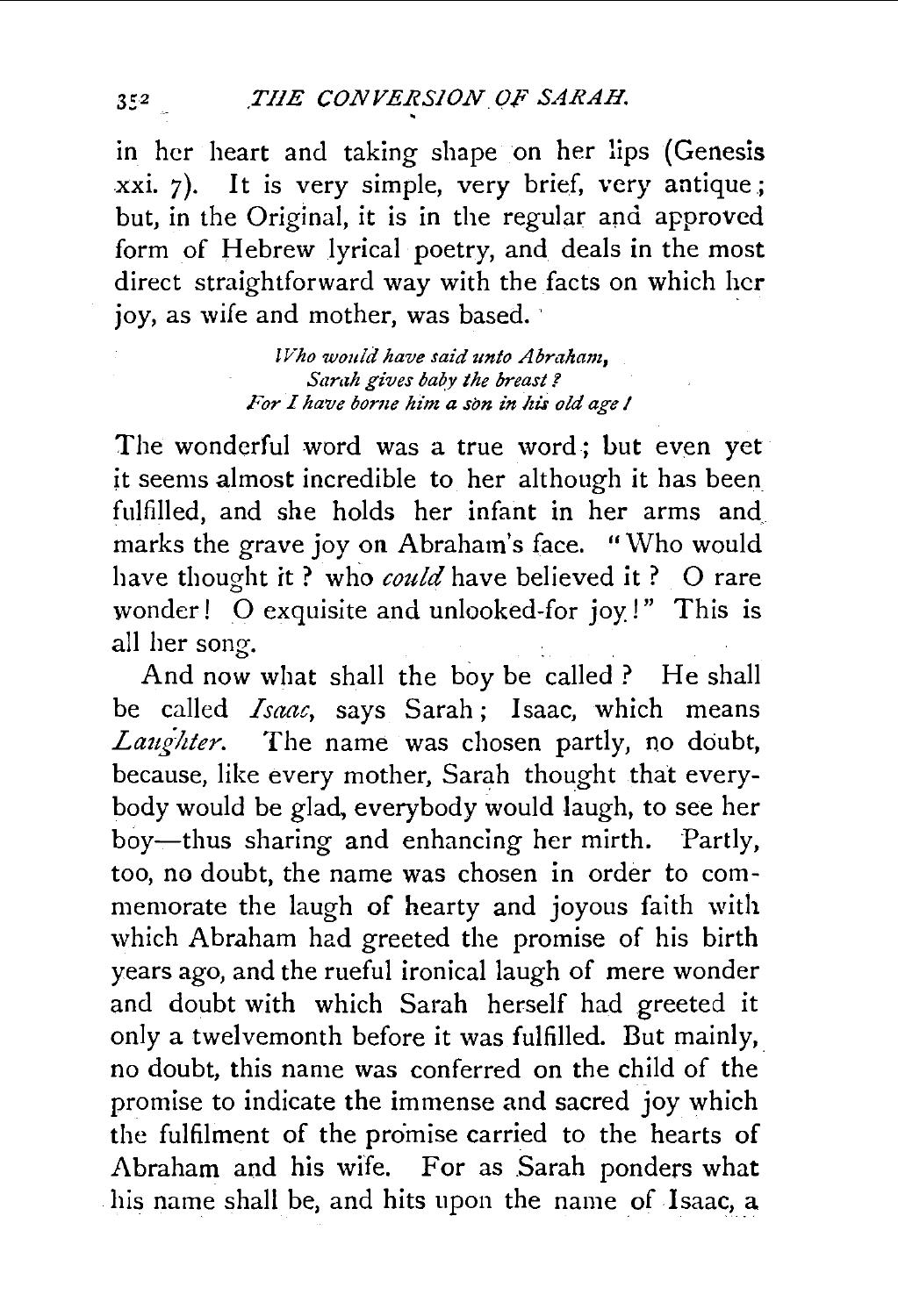in her heart and taking shape on her lips (Genesis xxi. 7). It is very simple, very brief, very antique; but, in the Original, it is in the regular and approved form of Hebrew lyrical poetry, and deals in the most direct straightforward way with the facts on which her joy, as wife and mother, was based.

> *Who would have said unto Abraham,*
> *Sarah gives baby the breast?*
> *For I have borne him a son in his old age!*

The wonderful word was a true word; but even yet it seems almost incredible to her although it has been fulfilled, and she holds her infant in her arms and marks the grave joy on Abraham's face. "Who would have thought it? who *could* have believed it? O rare wonder! O exquisite and unlooked-for joy!" This is all her song.

And now what shall the boy be called? He shall be called *Isaac*, says Sarah; Isaac, which means *Laughter*. The name was chosen partly, no doubt, because, like every mother, Sarah thought that everybody would be glad, everybody would laugh, to see her boy—thus sharing and enhancing her mirth. Partly, too, no doubt, the name was chosen in order to commemorate the laugh of hearty and joyous faith with which Abraham had greeted the promise of his birth years ago, and the rueful ironical laugh of mere wonder and doubt with which Sarah herself had greeted it only a twelvemonth before it was fulfilled. But mainly, no doubt, this name was conferred on the child of the promise to indicate the immense and sacred joy which the fulfilment of the promise carried to the hearts of Abraham and his wife. For as Sarah ponders what his name shall be, and hits upon the name of Isaac, a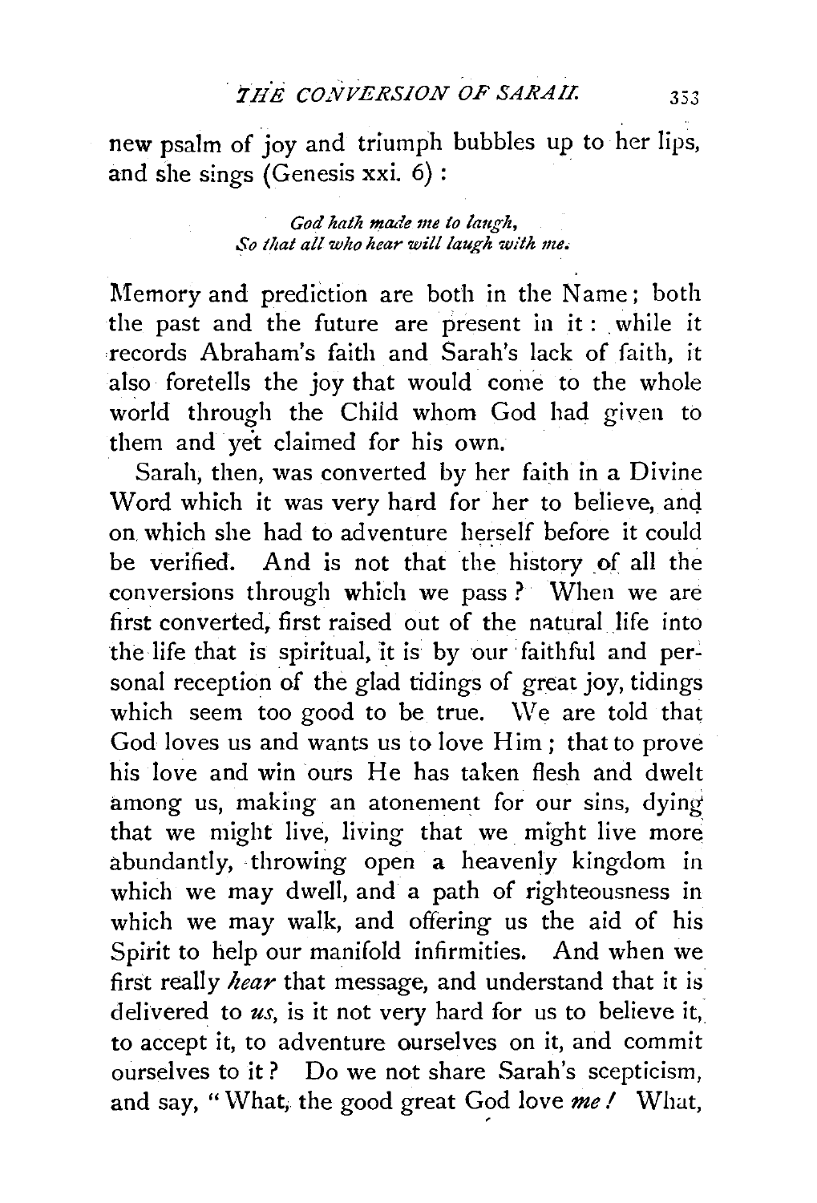new psalm of joy and triumph bubbles up to her lips, and she sings (Genesis xxi. 6):

> *God hath made me to laugh,*
> *So that all who hear will laugh with me.*

Memory and prediction are both in the Name; both the past and the future are present in it: while it records Abraham's faith and Sarah's lack of faith, it also foretells the joy that would come to the whole world through the Child whom God had given to them and yet claimed for his own.

Sarah, then, was converted by her faith in a Divine Word which it was very hard for her to believe, and on which she had to adventure herself before it could be verified. And is not that the history of all the conversions through which we pass? When we are first converted, first raised out of the natural life into the life that is spiritual, it is by our faithful and personal reception of the glad tidings of great joy, tidings which seem too good to be true. We are told that God loves us and wants us to love Him; that to prove his love and win ours He has taken flesh and dwelt among us, making an atonement for our sins, dying that we might live, living that we might live more abundantly, throwing open a heavenly kingdom in which we may dwell, and a path of righteousness in which we may walk, and offering us the aid of his Spirit to help our manifold infirmities. And when we first really *hear* that message, and understand that it is delivered to *us*, is it not very hard for us to believe it, to accept it, to adventure ourselves on it, and commit ourselves to it? Do we not share Sarah's scepticism, and say, "What, the good great God love *me!* What,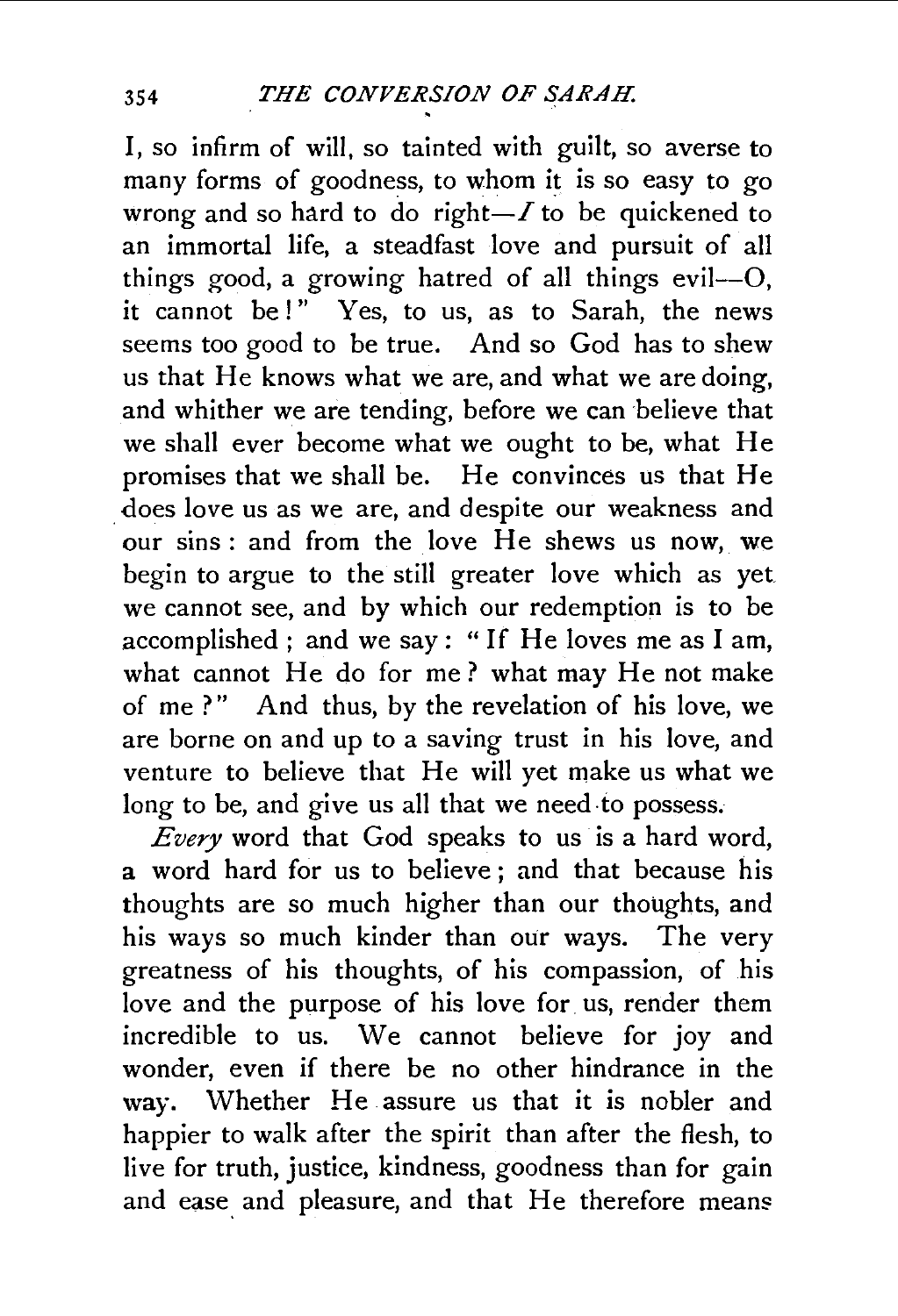I, so infirm of will, so tainted with guilt, so averse to many forms of goodness, to whom it is so easy to go wrong and so hard to do right—*I* to be quickened to an immortal life, a steadfast love and pursuit of all things good, a growing hatred of all things evil—O, it cannot be!" Yes, to us, as to Sarah, the news seems too good to be true. And so God has to shew us that He knows what we are, and what we are doing, and whither we are tending, before we can believe that we shall ever become what we ought to be, what He promises that we shall be. He convinces us that He does love us as we are, and despite our weakness and our sins: and from the love He shews us now, we begin to argue to the still greater love which as yet we cannot see, and by which our redemption is to be accomplished; and we say: "If He loves me as I am, what cannot He do for me? what may He not make of me?" And thus, by the revelation of his love, we are borne on and up to a saving trust in his love, and venture to believe that He will yet make us what we long to be, and give us all that we need to possess.

*Every* word that God speaks to us is a hard word, a word hard for us to believe; and that because his thoughts are so much higher than our thoughts, and his ways so much kinder than our ways. The very greatness of his thoughts, of his compassion, of his love and the purpose of his love for us, render them incredible to us. We cannot believe for joy and wonder, even if there be no other hindrance in the way. Whether He assure us that it is nobler and happier to walk after the spirit than after the flesh, to live for truth, justice, kindness, goodness than for gain and ease and pleasure, and that He therefore means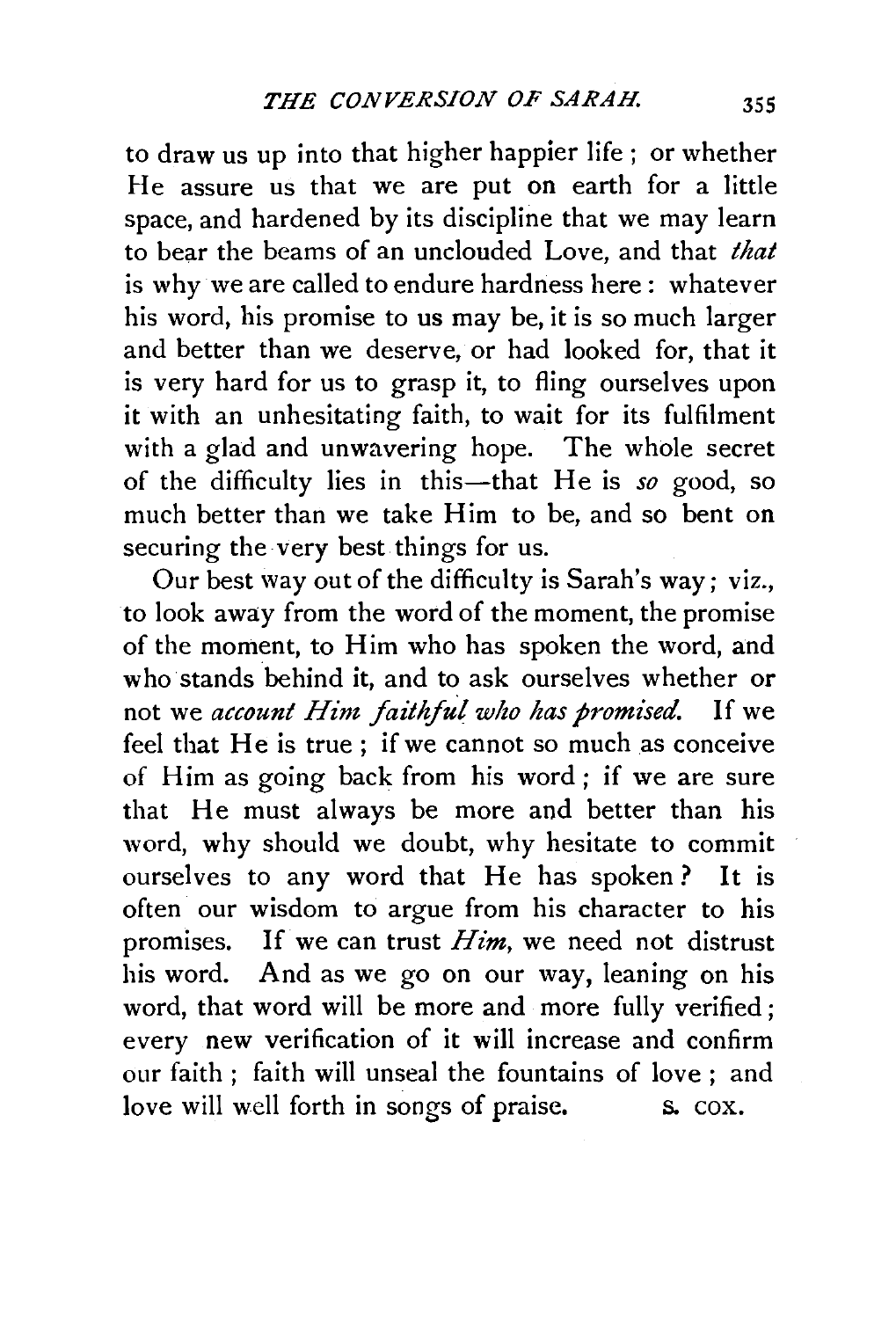to draw us up into that higher happier life; or whether He assure us that we are put on earth for a little space, and hardened by its discipline that we may learn to bear the beams of an unclouded Love, and that *that* is why we are called to endure hardness here: whatever his word, his promise to us may be, it is so much larger and better than we deserve, or had looked for, that it is very hard for us to grasp it, to fling ourselves upon it with an unhesitating faith, to wait for its fulfilment with a glad and unwavering hope. The whole secret of the difficulty lies in this—that He is *so* good, so much better than we take Him to be, and so bent on securing the very best things for us.

Our best way out of the difficulty is Sarah's way; viz., to look away from the word of the moment, the promise of the moment, to Him who has spoken the word, and who stands behind it, and to ask ourselves whether or not we *account Him faithful who has promised.* If we feel that He is true; if we cannot so much as conceive of Him as going back from his word; if we are sure that He must always be more and better than his word, why should we doubt, why hesitate to commit ourselves to any word that He has spoken? It is often our wisdom to argue from his character to his promises. If we can trust *Him*, we need not distrust his word. And as we go on our way, leaning on his word, that word will be more and more fully verified; every new verification of it will increase and confirm our faith; faith will unseal the fountains of love; and love will well forth in songs of praise.

S. COX.